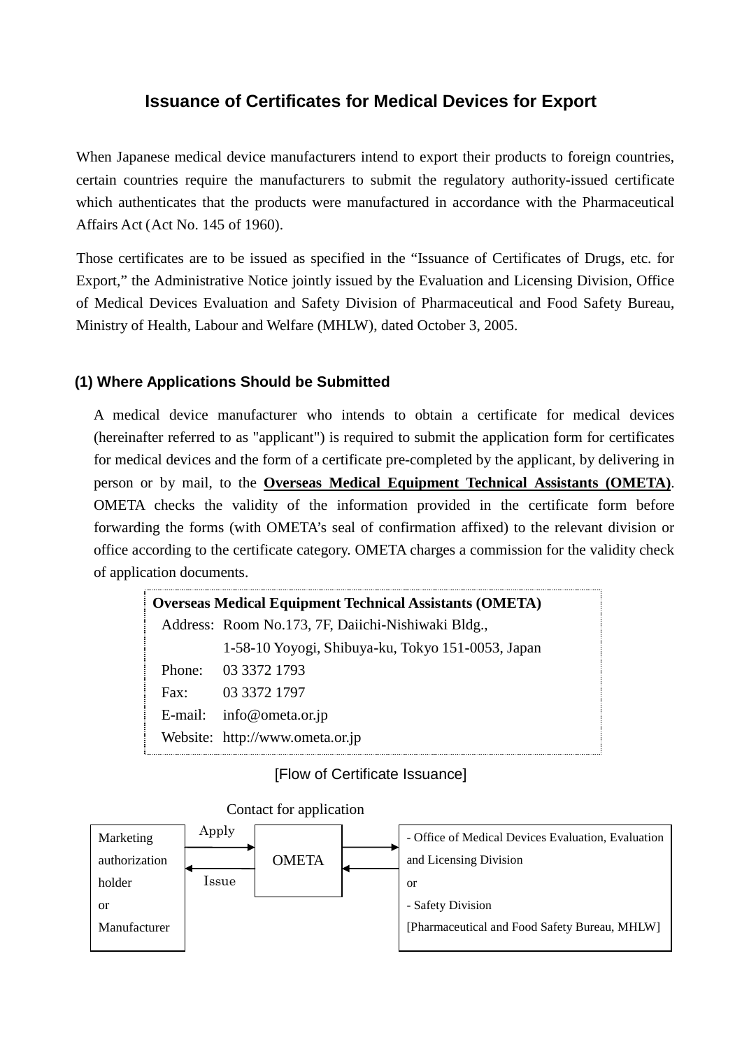# Issuance of Certificates for Medical Devices for Export

When Japanese medical device manufacturers intend to export their products to foreign countries, certain countries require the manufacturers to submit the regulatory authority-issued certificate which authenticates that the products were manufactured in accordance with the Pharmaceutical Affairs Act (Act No. 145 of 1960).

Those certificates are to be issued as specified in the "Issuance of Certificates of Drugs, etc. for Export," the Administrative Notice jointly issued by the Evaluation and Licensing Division, Office of Medical Devices Evaluation and Safety Division of Pharmaceutical and Food Safety Bureau, Ministry of Health, Labour and Welfare (MHLW), dated October 3, 2005.

## (1) Where Applications Should be Submitted

A medical device manufacturer who intends to obtain a certificate for medical devices (hereinafter referred to as "applicant") is required to submit the application form for certificates for medical devices and the form of a certificate pre-completed by the applicant, by delivering in person or by mail, to the **Overseas Medical Equipment Technical Assistants (OMETA)**. OMETA checks the validity of the information provided in the certificate form before forwarding the forms (with OMETA's seal of confirmation affixed) to the relevant division or office according to the certificate category. OMETA charges a commission for the validity check of application documents.

**Overseas Medical Equipment Technical Assistants (OMETA)**
Address: Room No.173, 7F, Daiichi-Nishiwaki Bldg.,
1-58-10 Yoyogi, Shibuya-ku, Tokyo 151-0053, Japan
Phone: 03 3372 1793
Fax: 03 3372 1797
E-mail: info@ometa.or.jp
Website: http://www.ometa.or.jp

[Flow of Certificate Issuance]

Contact for application

| Marketing authorization holder or Manufacturer | Apply → / ← Issue | OMETA | → / ← | - Office of Medical Devices Evaluation, Evaluation and Licensing Division or - Safety Division [Pharmaceutical and Food Safety Bureau, MHLW] |
|---|---|---|---|---|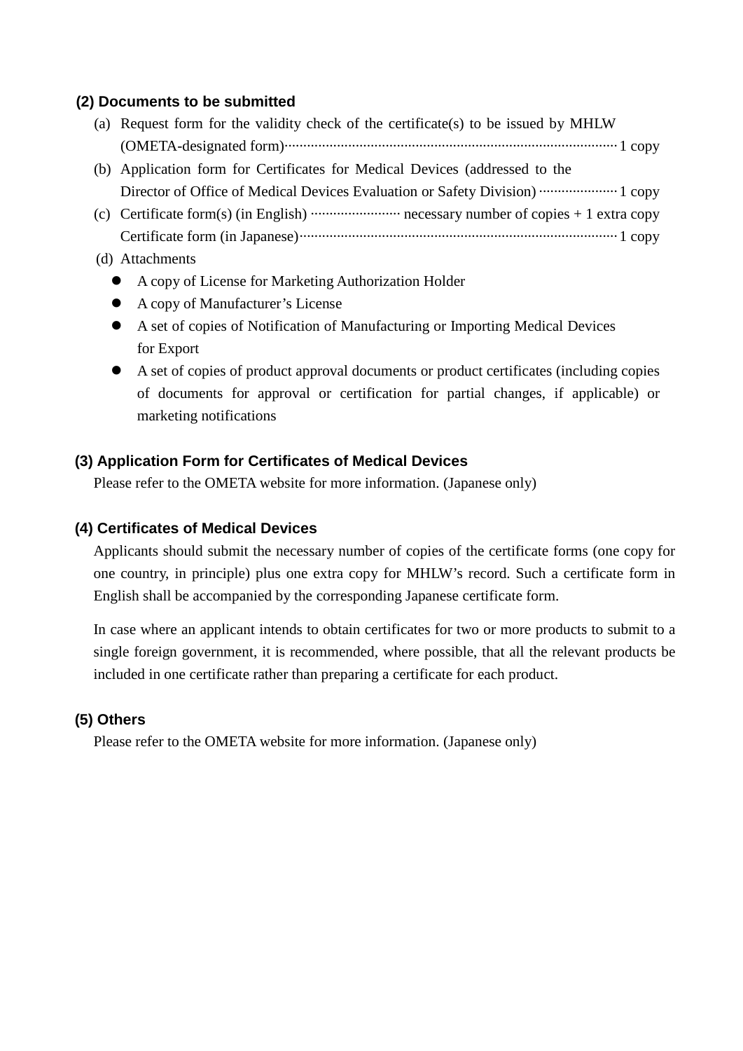### (2) Documents to be submitted

(a) Request form for the validity check of the certificate(s) to be issued by MHLW (OMETA-designated form)··························································································1 copy

(b) Application form for Certificates for Medical Devices (addressed to the Director of Office of Medical Devices Evaluation or Safety Division) ·····················1 copy

(c) Certificate form(s) (in English) ························ necessary number of copies + 1 extra copy
Certificate form (in Japanese)····································································································1 copy

(d) Attachments

- A copy of License for Marketing Authorization Holder
- A copy of Manufacturer’s License
- A set of copies of Notification of Manufacturing or Importing Medical Devices for Export
- A set of copies of product approval documents or product certificates (including copies of documents for approval or certification for partial changes, if applicable) or marketing notifications

### (3) Application Form for Certificates of Medical Devices

Please refer to the OMETA website for more information. (Japanese only)

### (4) Certificates of Medical Devices

Applicants should submit the necessary number of copies of the certificate forms (one copy for one country, in principle) plus one extra copy for MHLW’s record. Such a certificate form in English shall be accompanied by the corresponding Japanese certificate form.

In case where an applicant intends to obtain certificates for two or more products to submit to a single foreign government, it is recommended, where possible, that all the relevant products be included in one certificate rather than preparing a certificate for each product.

### (5) Others

Please refer to the OMETA website for more information. (Japanese only)